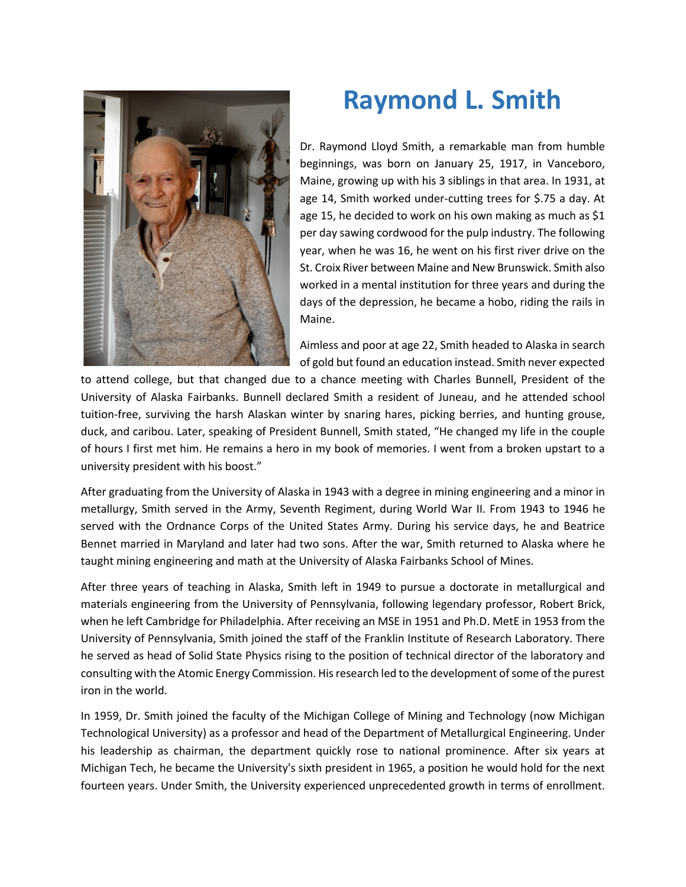# Raymond L. Smith

Dr. Raymond Lloyd Smith, a remarkable man from humble beginnings, was born on January 25, 1917, in Vanceboro, Maine, growing up with his 3 siblings in that area. In 1931, at age 14, Smith worked under-cutting trees for $.75 a day. At age 15, he decided to work on his own making as much as $1 per day sawing cordwood for the pulp industry. The following year, when he was 16, he went on his first river drive on the St. Croix River between Maine and New Brunswick. Smith also worked in a mental institution for three years and during the days of the depression, he became a hobo, riding the rails in Maine.

Aimless and poor at age 22, Smith headed to Alaska in search of gold but found an education instead. Smith never expected to attend college, but that changed due to a chance meeting with Charles Bunnell, President of the University of Alaska Fairbanks. Bunnell declared Smith a resident of Juneau, and he attended school tuition-free, surviving the harsh Alaskan winter by snaring hares, picking berries, and hunting grouse, duck, and caribou. Later, speaking of President Bunnell, Smith stated, "He changed my life in the couple of hours I first met him. He remains a hero in my book of memories. I went from a broken upstart to a university president with his boost."

After graduating from the University of Alaska in 1943 with a degree in mining engineering and a minor in metallurgy, Smith served in the Army, Seventh Regiment, during World War II. From 1943 to 1946 he served with the Ordnance Corps of the United States Army. During his service days, he and Beatrice Bennet married in Maryland and later had two sons. After the war, Smith returned to Alaska where he taught mining engineering and math at the University of Alaska Fairbanks School of Mines.

After three years of teaching in Alaska, Smith left in 1949 to pursue a doctorate in metallurgical and materials engineering from the University of Pennsylvania, following legendary professor, Robert Brick, when he left Cambridge for Philadelphia. After receiving an MSE in 1951 and Ph.D. MetE in 1953 from the University of Pennsylvania, Smith joined the staff of the Franklin Institute of Research Laboratory. There he served as head of Solid State Physics rising to the position of technical director of the laboratory and consulting with the Atomic Energy Commission. His research led to the development of some of the purest iron in the world.

In 1959, Dr. Smith joined the faculty of the Michigan College of Mining and Technology (now Michigan Technological University) as a professor and head of the Department of Metallurgical Engineering. Under his leadership as chairman, the department quickly rose to national prominence. After six years at Michigan Tech, he became the University's sixth president in 1965, a position he would hold for the next fourteen years. Under Smith, the University experienced unprecedented growth in terms of enrollment.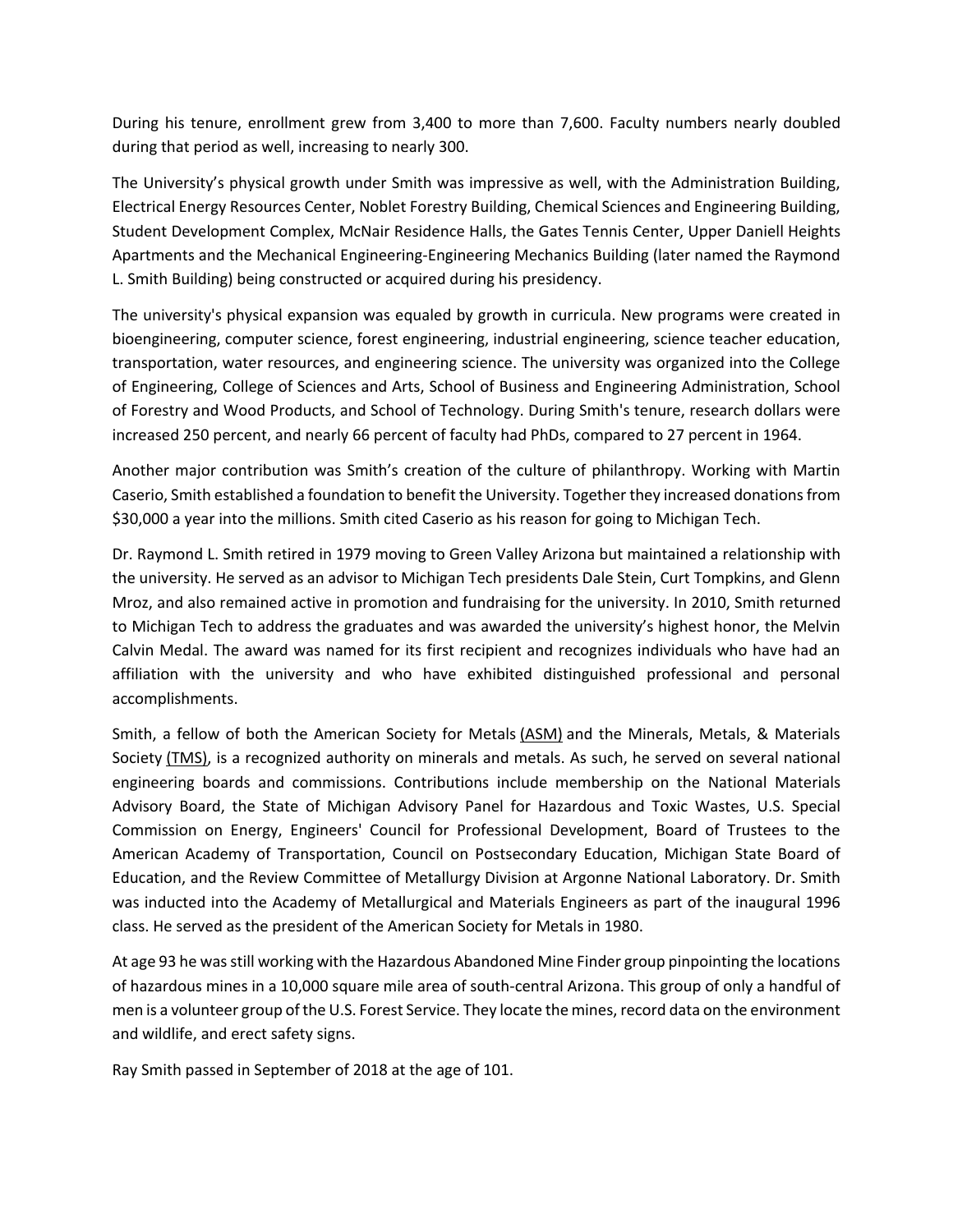During his tenure, enrollment grew from 3,400 to more than 7,600. Faculty numbers nearly doubled during that period as well, increasing to nearly 300.

The University's physical growth under Smith was impressive as well, with the Administration Building, Electrical Energy Resources Center, Noblet Forestry Building, Chemical Sciences and Engineering Building, Student Development Complex, McNair Residence Halls, the Gates Tennis Center, Upper Daniell Heights Apartments and the Mechanical Engineering-Engineering Mechanics Building (later named the Raymond L. Smith Building) being constructed or acquired during his presidency.

The university's physical expansion was equaled by growth in curricula. New programs were created in bioengineering, computer science, forest engineering, industrial engineering, science teacher education, transportation, water resources, and engineering science. The university was organized into the College of Engineering, College of Sciences and Arts, School of Business and Engineering Administration, School of Forestry and Wood Products, and School of Technology. During Smith's tenure, research dollars were increased 250 percent, and nearly 66 percent of faculty had PhDs, compared to 27 percent in 1964.

Another major contribution was Smith's creation of the culture of philanthropy. Working with Martin Caserio, Smith established a foundation to benefit the University. Together they increased donations from $30,000 a year into the millions. Smith cited Caserio as his reason for going to Michigan Tech.

Dr. Raymond L. Smith retired in 1979 moving to Green Valley Arizona but maintained a relationship with the university. He served as an advisor to Michigan Tech presidents Dale Stein, Curt Tompkins, and Glenn Mroz, and also remained active in promotion and fundraising for the university. In 2010, Smith returned to Michigan Tech to address the graduates and was awarded the university's highest honor, the Melvin Calvin Medal. The award was named for its first recipient and recognizes individuals who have had an affiliation with the university and who have exhibited distinguished professional and personal accomplishments.

Smith, a fellow of both the American Society for Metals (ASM) and the Minerals, Metals, & Materials Society (TMS), is a recognized authority on minerals and metals. As such, he served on several national engineering boards and commissions. Contributions include membership on the National Materials Advisory Board, the State of Michigan Advisory Panel for Hazardous and Toxic Wastes, U.S. Special Commission on Energy, Engineers' Council for Professional Development, Board of Trustees to the American Academy of Transportation, Council on Postsecondary Education, Michigan State Board of Education, and the Review Committee of Metallurgy Division at Argonne National Laboratory. Dr. Smith was inducted into the Academy of Metallurgical and Materials Engineers as part of the inaugural 1996 class. He served as the president of the American Society for Metals in 1980.

At age 93 he was still working with the Hazardous Abandoned Mine Finder group pinpointing the locations of hazardous mines in a 10,000 square mile area of south-central Arizona. This group of only a handful of men is a volunteer group of the U.S. Forest Service. They locate the mines, record data on the environment and wildlife, and erect safety signs.

Ray Smith passed in September of 2018 at the age of 101.